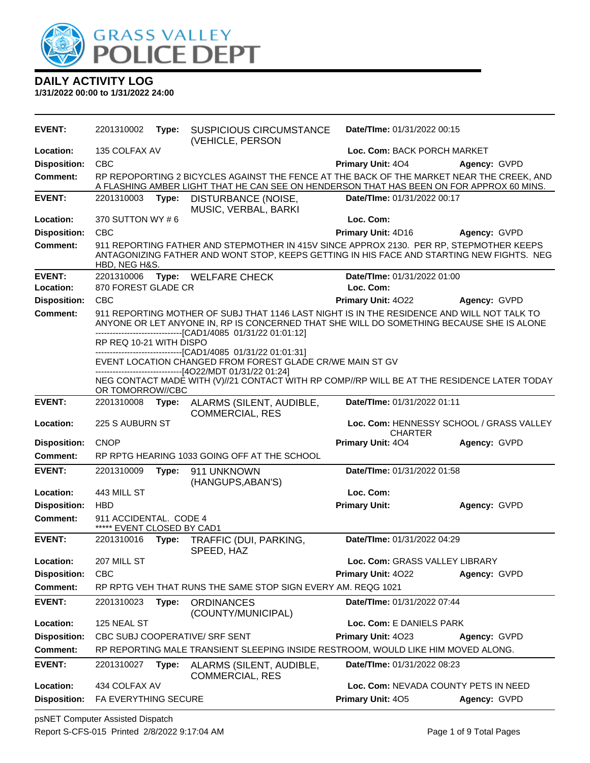# GRASS VALLEY POLICE DEPT

## DAILY ACTIVITY LOG

**1/31/2022 00:00 to 1/31/2022 24:00**

| | | | | |
|---|---|---|---|---|
| **EVENT:** | 2201310002 **Type:** SUSPICIOUS CIRCUMSTANCE (VEHICLE, PERSON | **Date/TIme:** 01/31/2022 00:15 | | |
| **Location:** | 135 COLFAX AV | **Loc. Com:** BACK PORCH MARKET | | |
| **Disposition:** | CBC | **Primary Unit:** 4O4 | **Agency:** GVPD | |
| **Comment:** | RP REPOPORTING 2 BICYCLES AGAINST THE FENCE AT THE BACK OF THE MARKET NEAR THE CREEK, AND A FLASHING AMBER LIGHT THAT HE CAN SEE ON HENDERSON THAT HAS BEEN ON FOR APPROX 60 MINS. | | | |

| | | | | |
|---|---|---|---|---|
| **EVENT:** | 2201310003 **Type:** DISTURBANCE (NOISE, MUSIC, VERBAL, BARKI | **Date/TIme:** 01/31/2022 00:17 | | |
| **Location:** | 370 SUTTON WY # 6 | **Loc. Com:** | | |
| **Disposition:** | CBC | **Primary Unit:** 4D16 | **Agency:** GVPD | |
| **Comment:** | 911 REPORTING FATHER AND STEPMOTHER IN 415V SINCE APPROX 2130. PER RP, STEPMOTHER KEEPS ANTAGONIZING FATHER AND WONT STOP, KEEPS GETTING IN HIS FACE AND STARTING NEW FIGHTS. NEG HBD, NEG H&S. | | | |

| | | | | |
|---|---|---|---|---|
| **EVENT:** | 2201310006 **Type:** WELFARE CHECK | **Date/TIme:** 01/31/2022 01:00 | | |
| **Location:** | 870 FOREST GLADE CR | **Loc. Com:** | | |
| **Disposition:** | CBC | **Primary Unit:** 4O22 | **Agency:** GVPD | |
| **Comment:** | 911 REPORTING MOTHER OF SUBJ THAT 1146 LAST NIGHT IS IN THE RESIDENCE AND WILL NOT TALK TO ANYONE OR LET ANYONE IN, RP IS CONCERNED THAT SHE WILL DO SOMETHING BECAUSE SHE IS ALONE<br>-------------------------------[CAD1/4085 01/31/22 01:01:12]<br>RP REQ 10-21 WITH DISPO<br>-------------------------------[CAD1/4085 01/31/22 01:01:31]<br>EVENT LOCATION CHANGED FROM FOREST GLADE CR/WE MAIN ST GV<br>-------------------------------[4O22/MDT 01/31/22 01:24]<br>NEG CONTACT MADE WITH (V)//21 CONTACT WITH RP COMP//RP WILL BE AT THE RESIDENCE LATER TODAY OR TOMORROW//CBC | | | |

| | | | | |
|---|---|---|---|---|
| **EVENT:** | 2201310008 **Type:** ALARMS (SILENT, AUDIBLE, COMMERCIAL, RES | **Date/TIme:** 01/31/2022 01:11 | | |
| **Location:** | 225 S AUBURN ST | **Loc. Com:** HENNESSY SCHOOL / GRASS VALLEY CHARTER | | |
| **Disposition:** | CNOP | **Primary Unit:** 4O4 | **Agency:** GVPD | |
| **Comment:** | RP RPTG HEARING 1033 GOING OFF AT THE SCHOOL | | | |

| | | | | |
|---|---|---|---|---|
| **EVENT:** | 2201310009 **Type:** 911 UNKNOWN (HANGUPS,ABAN'S) | **Date/TIme:** 01/31/2022 01:58 | | |
| **Location:** | 443 MILL ST | **Loc. Com:** | | |
| **Disposition:** | HBD | **Primary Unit:** | **Agency:** GVPD | |
| **Comment:** | 911 ACCIDENTAL. CODE 4<br>***** EVENT CLOSED BY CAD1 | | | |

| | | | | |
|---|---|---|---|---|
| **EVENT:** | 2201310016 **Type:** TRAFFIC (DUI, PARKING, SPEED, HAZ | **Date/TIme:** 01/31/2022 04:29 | | |
| **Location:** | 207 MILL ST | **Loc. Com:** GRASS VALLEY LIBRARY | | |
| **Disposition:** | CBC | **Primary Unit:** 4O22 | **Agency:** GVPD | |
| **Comment:** | RP RPTG VEH THAT RUNS THE SAME STOP SIGN EVERY AM. REQG 1021 | | | |

| | | | | |
|---|---|---|---|---|
| **EVENT:** | 2201310023 **Type:** ORDINANCES (COUNTY/MUNICIPAL) | **Date/TIme:** 01/31/2022 07:44 | | |
| **Location:** | 125 NEAL ST | **Loc. Com:** E DANIELS PARK | | |
| **Disposition:** | CBC SUBJ COOPERATIVE/ SRF SENT | **Primary Unit:** 4O23 | **Agency:** GVPD | |
| **Comment:** | RP REPORTING MALE TRANSIENT SLEEPING INSIDE RESTROOM, WOULD LIKE HIM MOVED ALONG. | | | |

| | | | | |
|---|---|---|---|---|
| **EVENT:** | 2201310027 **Type:** ALARMS (SILENT, AUDIBLE, COMMERCIAL, RES | **Date/TIme:** 01/31/2022 08:23 | | |
| **Location:** | 434 COLFAX AV | **Loc. Com:** NEVADA COUNTY PETS IN NEED | | |
| **Disposition:** | FA EVERYTHING SECURE | **Primary Unit:** 4O5 | **Agency:** GVPD | |

psNET Computer Assisted Dispatch
Report S-CFS-015 Printed 2/8/2022 9:17:04 AM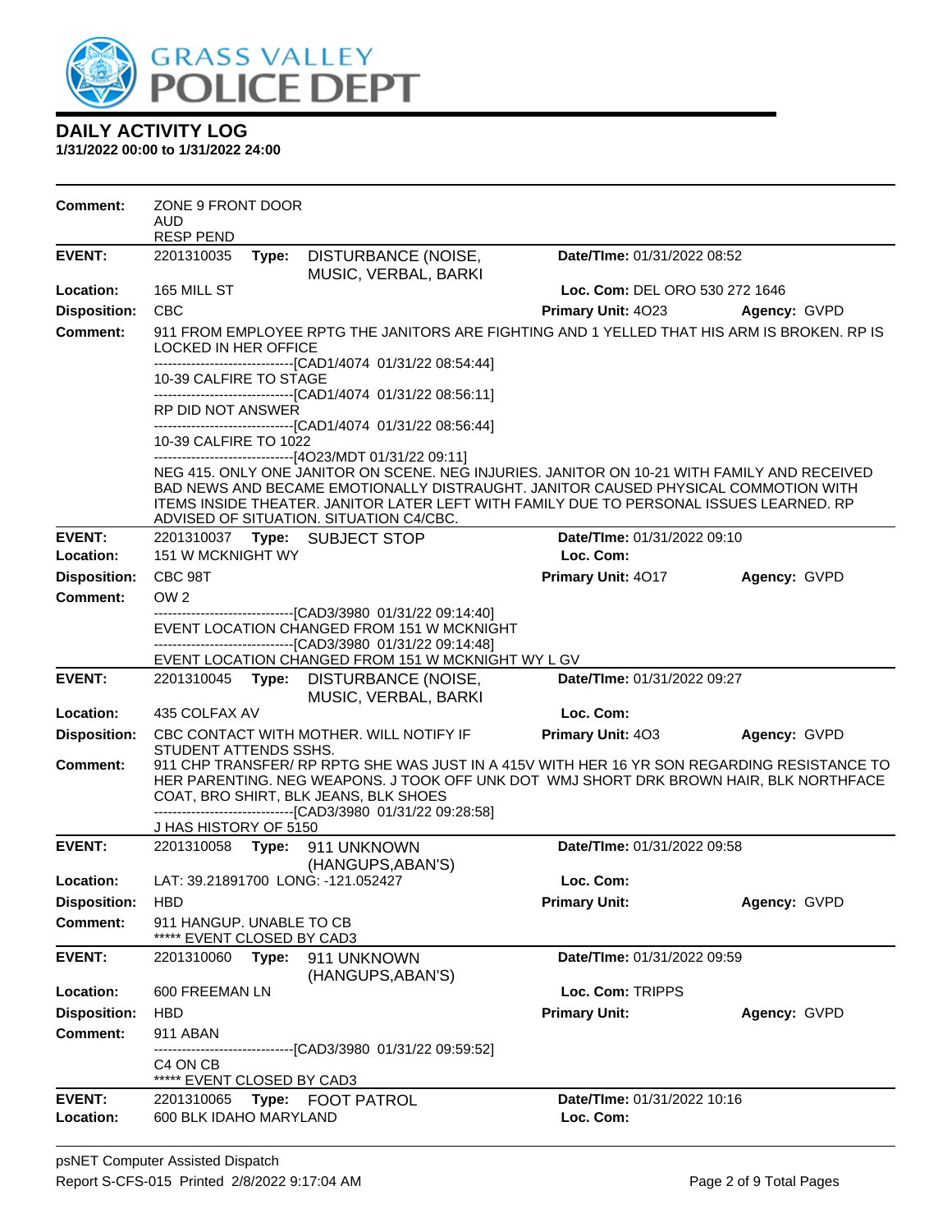# DAILY ACTIVITY LOG

**1/31/2022 00:00 to 1/31/2022 24:00**

**Comment:** ZONE 9 FRONT DOOR
AUD
RESP PEND

---

**EVENT:** 2201310035 **Type:** DISTURBANCE (NOISE, MUSIC, VERBAL, BARKI **Date/TIme:** 01/31/2022 08:52
**Location:** 165 MILL ST **Loc. Com:** DEL ORO 530 272 1646
**Disposition:** CBC **Primary Unit:** 4O23 **Agency:** GVPD
**Comment:** 911 FROM EMPLOYEE RPTG THE JANITORS ARE FIGHTING AND 1 YELLED THAT HIS ARM IS BROKEN. RP IS LOCKED IN HER OFFICE
------------------------------[CAD1/4074 01/31/22 08:54:44]
10-39 CALFIRE TO STAGE
------------------------------[CAD1/4074 01/31/22 08:56:11]
RP DID NOT ANSWER
------------------------------[CAD1/4074 01/31/22 08:56:44]
10-39 CALFIRE TO 1022
------------------------------[4O23/MDT 01/31/22 09:11]
NEG 415. ONLY ONE JANITOR ON SCENE. NEG INJURIES. JANITOR ON 10-21 WITH FAMILY AND RECEIVED BAD NEWS AND BECAME EMOTIONALLY DISTRAUGHT. JANITOR CAUSED PHYSICAL COMMOTION WITH ITEMS INSIDE THEATER. JANITOR LATER LEFT WITH FAMILY DUE TO PERSONAL ISSUES LEARNED. RP ADVISED OF SITUATION. SITUATION C4/CBC.

---

**EVENT:** 2201310037 **Type:** SUBJECT STOP **Date/TIme:** 01/31/2022 09:10
**Location:** 151 W MCKNIGHT WY **Loc. Com:**
**Disposition:** CBC 98T **Primary Unit:** 4O17 **Agency:** GVPD
**Comment:** OW 2
------------------------------[CAD3/3980 01/31/22 09:14:40]
EVENT LOCATION CHANGED FROM 151 W MCKNIGHT
------------------------------[CAD3/3980 01/31/22 09:14:48]
EVENT LOCATION CHANGED FROM 151 W MCKNIGHT WY L GV

---

**EVENT:** 2201310045 **Type:** DISTURBANCE (NOISE, MUSIC, VERBAL, BARKI **Date/TIme:** 01/31/2022 09:27
**Location:** 435 COLFAX AV **Loc. Com:**
**Disposition:** CBC CONTACT WITH MOTHER. WILL NOTIFY IF STUDENT ATTENDS SSHS. **Primary Unit:** 4O3 **Agency:** GVPD
**Comment:** 911 CHP TRANSFER/ RP RPTG SHE WAS JUST IN A 415V WITH HER 16 YR SON REGARDING RESISTANCE TO HER PARENTING. NEG WEAPONS. J TOOK OFF UNK DOT WMJ SHORT DRK BROWN HAIR, BLK NORTHFACE COAT, BRO SHIRT, BLK JEANS, BLK SHOES
------------------------------[CAD3/3980 01/31/22 09:28:58]
J HAS HISTORY OF 5150

---

**EVENT:** 2201310058 **Type:** 911 UNKNOWN (HANGUPS,ABAN'S) **Date/TIme:** 01/31/2022 09:58
**Location:** LAT: 39.21891700 LONG: -121.052427 **Loc. Com:**
**Disposition:** HBD **Primary Unit:** **Agency:** GVPD
**Comment:** 911 HANGUP. UNABLE TO CB
***** EVENT CLOSED BY CAD3

---

**EVENT:** 2201310060 **Type:** 911 UNKNOWN (HANGUPS,ABAN'S) **Date/TIme:** 01/31/2022 09:59
**Location:** 600 FREEMAN LN **Loc. Com:** TRIPPS
**Disposition:** HBD **Primary Unit:** **Agency:** GVPD
**Comment:** 911 ABAN
------------------------------[CAD3/3980 01/31/22 09:59:52]
C4 ON CB
***** EVENT CLOSED BY CAD3

---

**EVENT:** 2201310065 **Type:** FOOT PATROL **Date/TIme:** 01/31/2022 10:16
**Location:** 600 BLK IDAHO MARYLAND **Loc. Com:**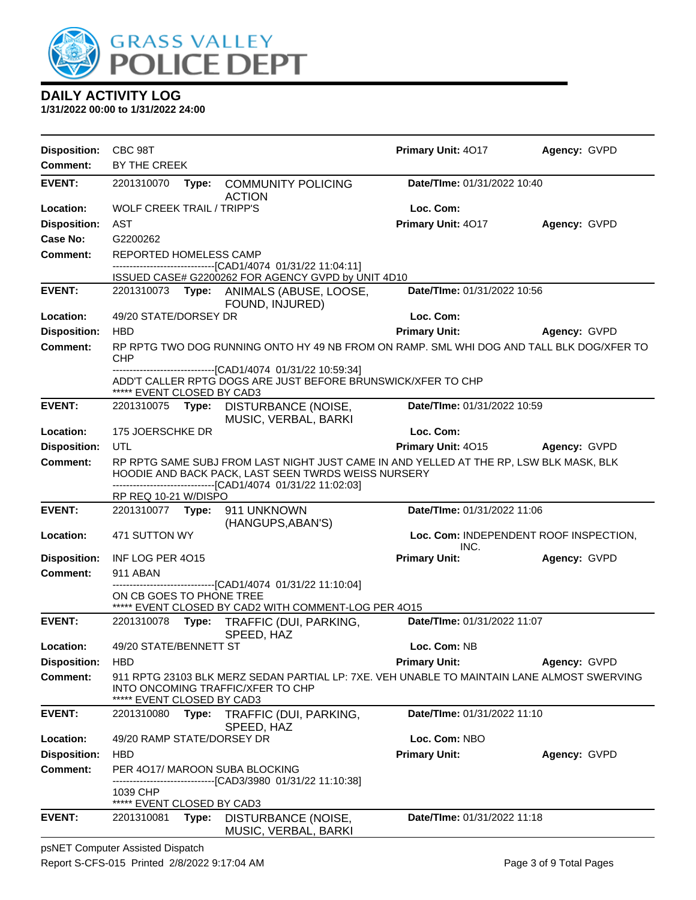# DAILY ACTIVITY LOG

**1/31/2022 00:00 to 1/31/2022 24:00**

**Disposition:** CBC 98T　　**Primary Unit:** 4O17　　**Agency:** GVPD
**Comment:** BY THE CREEK

---

**EVENT:** 2201310070　**Type:** COMMUNITY POLICING ACTION　　**Date/TIme:** 01/31/2022 10:40
**Location:** WOLF CREEK TRAIL / TRIPP'S　　**Loc. Com:**
**Disposition:** AST　　**Primary Unit:** 4O17　　**Agency:** GVPD
**Case No:** G2200262
**Comment:** REPORTED HOMELESS CAMP
------------------------------[CAD1/4074 01/31/22 11:04:11]
ISSUED CASE# G2200262 FOR AGENCY GVPD by UNIT 4D10

---

**EVENT:** 2201310073　**Type:** ANIMALS (ABUSE, LOOSE, FOUND, INJURED)　　**Date/TIme:** 01/31/2022 10:56
**Location:** 49/20 STATE/DORSEY DR　　**Loc. Com:**
**Disposition:** HBD　　**Primary Unit:**　　**Agency:** GVPD
**Comment:** RP RPTG TWO DOG RUNNING ONTO HY 49 NB FROM ON RAMP. SML WHI DOG AND TALL BLK DOG/XFER TO CHP
------------------------------[CAD1/4074 01/31/22 10:59:34]
ADD'T CALLER RPTG DOGS ARE JUST BEFORE BRUNSWICK/XFER TO CHP
***** EVENT CLOSED BY CAD3

---

**EVENT:** 2201310075　**Type:** DISTURBANCE (NOISE, MUSIC, VERBAL, BARKI　　**Date/TIme:** 01/31/2022 10:59
**Location:** 175 JOERSCHKE DR　　**Loc. Com:**
**Disposition:** UTL　　**Primary Unit:** 4O15　　**Agency:** GVPD
**Comment:** RP RPTG SAME SUBJ FROM LAST NIGHT JUST CAME IN AND YELLED AT THE RP, LSW BLK MASK, BLK HOODIE AND BACK PACK, LAST SEEN TWRDS WEISS NURSERY
------------------------------[CAD1/4074 01/31/22 11:02:03]
RP REQ 10-21 W/DISPO

---

**EVENT:** 2201310077　**Type:** 911 UNKNOWN (HANGUPS,ABAN'S)　　**Date/TIme:** 01/31/2022 11:06
**Location:** 471 SUTTON WY　　**Loc. Com:** INDEPENDENT ROOF INSPECTION, INC.
**Disposition:** INF LOG PER 4O15　　**Primary Unit:**　　**Agency:** GVPD
**Comment:** 911 ABAN
------------------------------[CAD1/4074 01/31/22 11:10:04]
ON CB GOES TO PHONE TREE
***** EVENT CLOSED BY CAD2 WITH COMMENT-LOG PER 4O15

---

**EVENT:** 2201310078　**Type:** TRAFFIC (DUI, PARKING, SPEED, HAZ　　**Date/TIme:** 01/31/2022 11:07
**Location:** 49/20 STATE/BENNETT ST　　**Loc. Com:** NB
**Disposition:** HBD　　**Primary Unit:**　　**Agency:** GVPD
**Comment:** 911 RPTG 23103 BLK MERZ SEDAN PARTIAL LP: 7XE. VEH UNABLE TO MAINTAIN LANE ALMOST SWERVING INTO ONCOMING TRAFFIC/XFER TO CHP
***** EVENT CLOSED BY CAD3

---

**EVENT:** 2201310080　**Type:** TRAFFIC (DUI, PARKING, SPEED, HAZ　　**Date/TIme:** 01/31/2022 11:10
**Location:** 49/20 RAMP STATE/DORSEY DR　　**Loc. Com:** NBO
**Disposition:** HBD　　**Primary Unit:**　　**Agency:** GVPD
**Comment:** PER 4O17/ MAROON SUBA BLOCKING
------------------------------[CAD3/3980 01/31/22 11:10:38]
1039 CHP
***** EVENT CLOSED BY CAD3

---

**EVENT:** 2201310081　**Type:** DISTURBANCE (NOISE, MUSIC, VERBAL, BARKI　　**Date/TIme:** 01/31/2022 11:18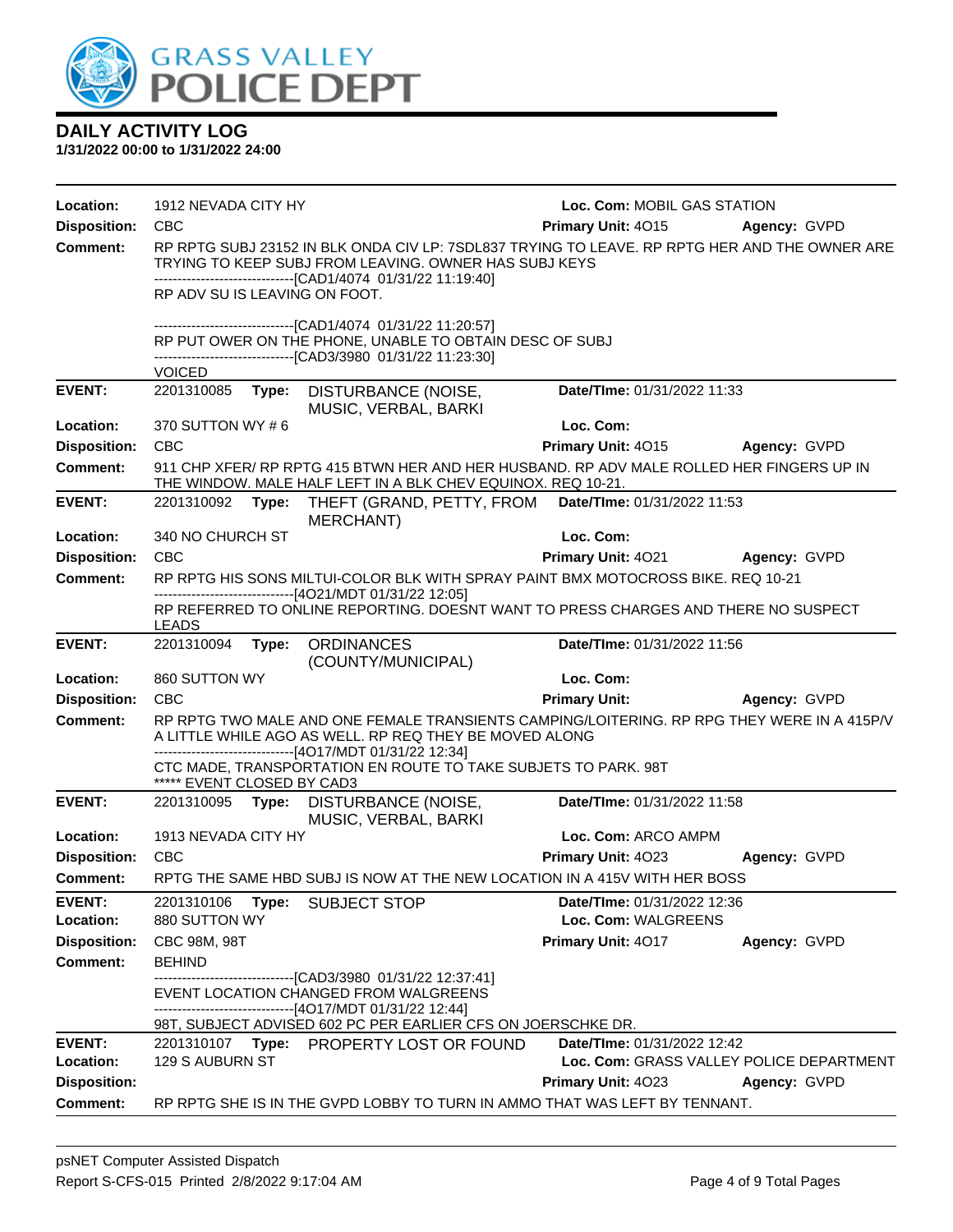**DAILY ACTIVITY LOG**
**1/31/2022 00:00 to 1/31/2022 24:00**

| | | | |
|---|---|---|---|
| **Location:** | 1912 NEVADA CITY HY | **Loc. Com:** MOBIL GAS STATION | |
| **Disposition:** | CBC | **Primary Unit:** 4O15 | **Agency:** GVPD |

**Comment:** RP RPTG SUBJ 23152 IN BLK ONDA CIV LP: 7SDL837 TRYING TO LEAVE. RP RPTG HER AND THE OWNER ARE TRYING TO KEEP SUBJ FROM LEAVING. OWNER HAS SUBJ KEYS
------------------------------[CAD1/4074 01/31/22 11:19:40]
RP ADV SU IS LEAVING ON FOOT.

------------------------------[CAD1/4074 01/31/22 11:20:57]
RP PUT OWER ON THE PHONE, UNABLE TO OBTAIN DESC OF SUBJ
------------------------------[CAD3/3980 01/31/22 11:23:30]
VOICED

---

| | | | |
|---|---|---|---|
| **EVENT:** | 2201310085 **Type:** DISTURBANCE (NOISE, MUSIC, VERBAL, BARKI | **Date/TIme:** 01/31/2022 11:33 | |
| **Location:** | 370 SUTTON WY # 6 | **Loc. Com:** | |
| **Disposition:** | CBC | **Primary Unit:** 4O15 | **Agency:** GVPD |

**Comment:** 911 CHP XFER/ RP RPTG 415 BTWN HER AND HER HUSBAND. RP ADV MALE ROLLED HER FINGERS UP IN THE WINDOW. MALE HALF LEFT IN A BLK CHEV EQUINOX. REQ 10-21.

---

| | | | |
|---|---|---|---|
| **EVENT:** | 2201310092 **Type:** THEFT (GRAND, PETTY, FROM MERCHANT) | **Date/TIme:** 01/31/2022 11:53 | |
| **Location:** | 340 NO CHURCH ST | **Loc. Com:** | |
| **Disposition:** | CBC | **Primary Unit:** 4O21 | **Agency:** GVPD |

**Comment:** RP RPTG HIS SONS MILTUI-COLOR BLK WITH SPRAY PAINT BMX MOTOCROSS BIKE. REQ 10-21
------------------------------[4O21/MDT 01/31/22 12:05]
RP REFERRED TO ONLINE REPORTING. DOESNT WANT TO PRESS CHARGES AND THERE NO SUSPECT LEADS

---

| | | | |
|---|---|---|---|
| **EVENT:** | 2201310094 **Type:** ORDINANCES (COUNTY/MUNICIPAL) | **Date/TIme:** 01/31/2022 11:56 | |
| **Location:** | 860 SUTTON WY | **Loc. Com:** | |
| **Disposition:** | CBC | **Primary Unit:** | **Agency:** GVPD |

**Comment:** RP RPTG TWO MALE AND ONE FEMALE TRANSIENTS CAMPING/LOITERING. RP RPG THEY WERE IN A 415P/V A LITTLE WHILE AGO AS WELL. RP REQ THEY BE MOVED ALONG
------------------------------[4O17/MDT 01/31/22 12:34]
CTC MADE, TRANSPORTATION EN ROUTE TO TAKE SUBJETS TO PARK. 98T
***** EVENT CLOSED BY CAD3

---

| | | | |
|---|---|---|---|
| **EVENT:** | 2201310095 **Type:** DISTURBANCE (NOISE, MUSIC, VERBAL, BARKI | **Date/TIme:** 01/31/2022 11:58 | |
| **Location:** | 1913 NEVADA CITY HY | **Loc. Com:** ARCO AMPM | |
| **Disposition:** | CBC | **Primary Unit:** 4O23 | **Agency:** GVPD |

**Comment:** RPTG THE SAME HBD SUBJ IS NOW AT THE NEW LOCATION IN A 415V WITH HER BOSS

---

| | | | |
|---|---|---|---|
| **EVENT:** | 2201310106 **Type:** SUBJECT STOP | **Date/TIme:** 01/31/2022 12:36 | |
| **Location:** | 880 SUTTON WY | **Loc. Com:** WALGREENS | |
| **Disposition:** | CBC 98M, 98T | **Primary Unit:** 4O17 | **Agency:** GVPD |

**Comment:** BEHIND
------------------------------[CAD3/3980 01/31/22 12:37:41]
EVENT LOCATION CHANGED FROM WALGREENS
------------------------------[4O17/MDT 01/31/22 12:44]
98T, SUBJECT ADVISED 602 PC PER EARLIER CFS ON JOERSCHKE DR.

---

| | | | |
|---|---|---|---|
| **EVENT:** | 2201310107 **Type:** PROPERTY LOST OR FOUND | **Date/TIme:** 01/31/2022 12:42 | |
| **Location:** | 129 S AUBURN ST | **Loc. Com:** GRASS VALLEY POLICE DEPARTMENT | |
| **Disposition:** | | **Primary Unit:** 4O23 | **Agency:** GVPD |

**Comment:** RP RPTG SHE IS IN THE GVPD LOBBY TO TURN IN AMMO THAT WAS LEFT BY TENNANT.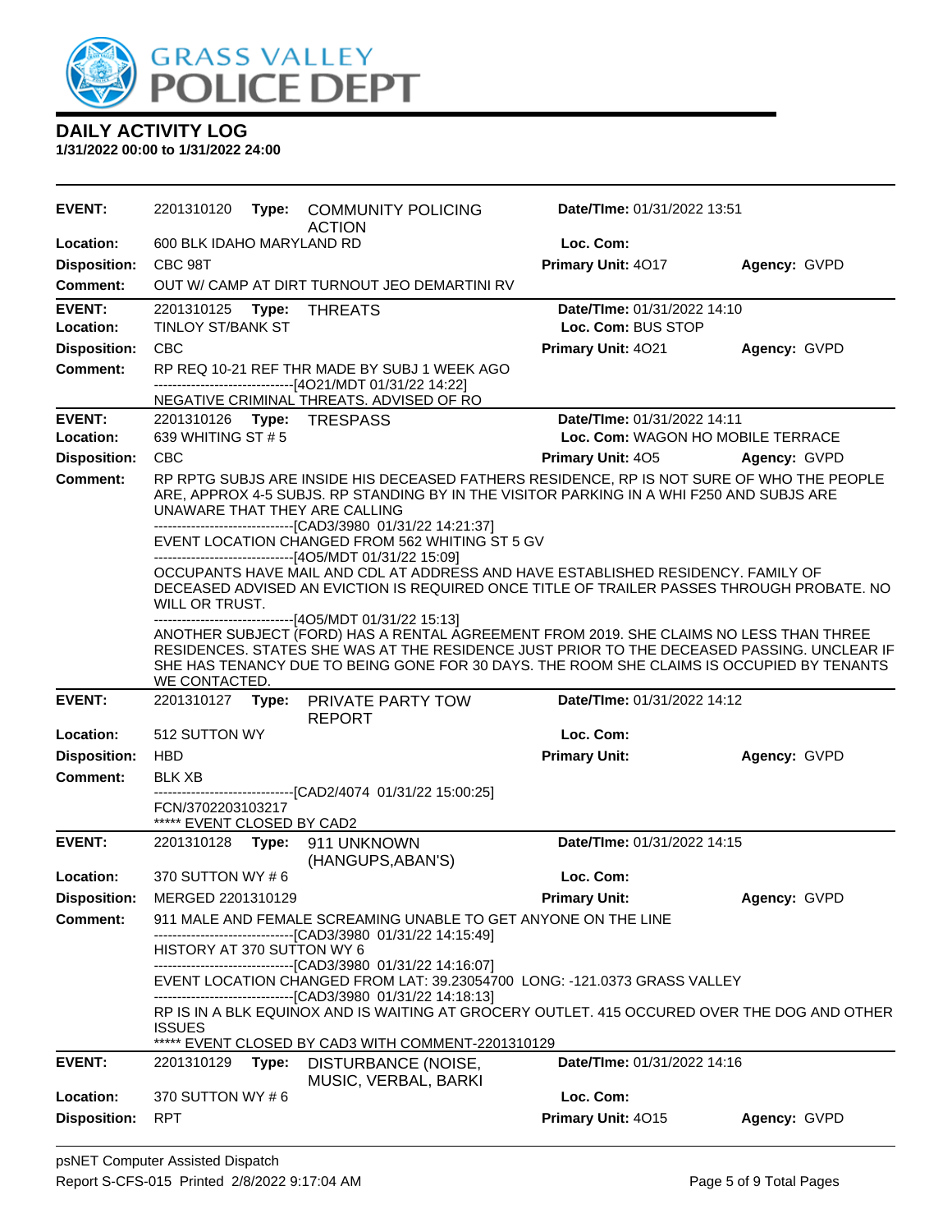## DAILY ACTIVITY LOG

**1/31/2022 00:00 to 1/31/2022 24:00**

| | | | | |
|---|---|---|---|---|
| **EVENT:** | 2201310120 **Type:** COMMUNITY POLICING ACTION | **Date/TIme:** 01/31/2022 13:51 | | |
| **Location:** | 600 BLK IDAHO MARYLAND RD | **Loc. Com:** | | |
| **Disposition:** | CBC 98T | **Primary Unit:** 4O17 | **Agency:** GVPD | |
| **Comment:** | OUT W/ CAMP AT DIRT TURNOUT JEO DEMARTINI RV | | | |

| | | | | |
|---|---|---|---|---|
| **EVENT:** | 2201310125 **Type:** THREATS | **Date/TIme:** 01/31/2022 14:10 | | |
| **Location:** | TINLOY ST/BANK ST | **Loc. Com:** BUS STOP | | |
| **Disposition:** | CBC | **Primary Unit:** 4O21 | **Agency:** GVPD | |
| **Comment:** | RP REQ 10-21 REF THR MADE BY SUBJ 1 WEEK AGO<br>------------------------------[4O21/MDT 01/31/22 14:22]<br>NEGATIVE CRIMINAL THREATS. ADVISED OF RO | | | |

| | | | | |
|---|---|---|---|---|
| **EVENT:** | 2201310126 **Type:** TRESPASS | **Date/TIme:** 01/31/2022 14:11 | | |
| **Location:** | 639 WHITING ST # 5 | **Loc. Com:** WAGON HO MOBILE TERRACE | | |
| **Disposition:** | CBC | **Primary Unit:** 4O5 | **Agency:** GVPD | |
| **Comment:** | RP RPTG SUBJS ARE INSIDE HIS DECEASED FATHERS RESIDENCE, RP IS NOT SURE OF WHO THE PEOPLE ARE, APPROX 4-5 SUBJS. RP STANDING BY IN THE VISITOR PARKING IN A WHI F250 AND SUBJS ARE UNAWARE THAT THEY ARE CALLING<br>------------------------------[CAD3/3980 01/31/22 14:21:37]<br>EVENT LOCATION CHANGED FROM 562 WHITING ST 5 GV<br>------------------------------[4O5/MDT 01/31/22 15:09]<br>OCCUPANTS HAVE MAIL AND CDL AT ADDRESS AND HAVE ESTABLISHED RESIDENCY. FAMILY OF DECEASED ADVISED AN EVICTION IS REQUIRED ONCE TITLE OF TRAILER PASSES THROUGH PROBATE. NO WILL OR TRUST.<br>------------------------------[4O5/MDT 01/31/22 15:13]<br>ANOTHER SUBJECT (FORD) HAS A RENTAL AGREEMENT FROM 2019. SHE CLAIMS NO LESS THAN THREE RESIDENCES. STATES SHE WAS AT THE RESIDENCE JUST PRIOR TO THE DECEASED PASSING. UNCLEAR IF SHE HAS TENANCY DUE TO BEING GONE FOR 30 DAYS. THE ROOM SHE CLAIMS IS OCCUPIED BY TENANTS WE CONTACTED. | | | |

| | | | | |
|---|---|---|---|---|
| **EVENT:** | 2201310127 **Type:** PRIVATE PARTY TOW REPORT | **Date/TIme:** 01/31/2022 14:12 | | |
| **Location:** | 512 SUTTON WY | **Loc. Com:** | | |
| **Disposition:** | HBD | **Primary Unit:** | **Agency:** GVPD | |
| **Comment:** | BLK XB<br>------------------------------[CAD2/4074 01/31/22 15:00:25]<br>FCN/3702203103217<br>***** EVENT CLOSED BY CAD2 | | | |

| | | | | |
|---|---|---|---|---|
| **EVENT:** | 2201310128 **Type:** 911 UNKNOWN (HANGUPS,ABAN'S) | **Date/TIme:** 01/31/2022 14:15 | | |
| **Location:** | 370 SUTTON WY # 6 | **Loc. Com:** | | |
| **Disposition:** | MERGED 2201310129 | **Primary Unit:** | **Agency:** GVPD | |
| **Comment:** | 911 MALE AND FEMALE SCREAMING UNABLE TO GET ANYONE ON THE LINE<br>------------------------------[CAD3/3980 01/31/22 14:15:49]<br>HISTORY AT 370 SUTTON WY 6<br>------------------------------[CAD3/3980 01/31/22 14:16:07]<br>EVENT LOCATION CHANGED FROM LAT: 39.23054700 LONG: -121.0373 GRASS VALLEY<br>------------------------------[CAD3/3980 01/31/22 14:18:13]<br>RP IS IN A BLK EQUINOX AND IS WAITING AT GROCERY OUTLET. 415 OCCURED OVER THE DOG AND OTHER ISSUES<br>***** EVENT CLOSED BY CAD3 WITH COMMENT-2201310129 | | | |

| | | | | |
|---|---|---|---|---|
| **EVENT:** | 2201310129 **Type:** DISTURBANCE (NOISE, MUSIC, VERBAL, BARKI | **Date/TIme:** 01/31/2022 14:16 | | |
| **Location:** | 370 SUTTON WY # 6 | **Loc. Com:** | | |
| **Disposition:** | RPT | **Primary Unit:** 4O15 | **Agency:** GVPD | |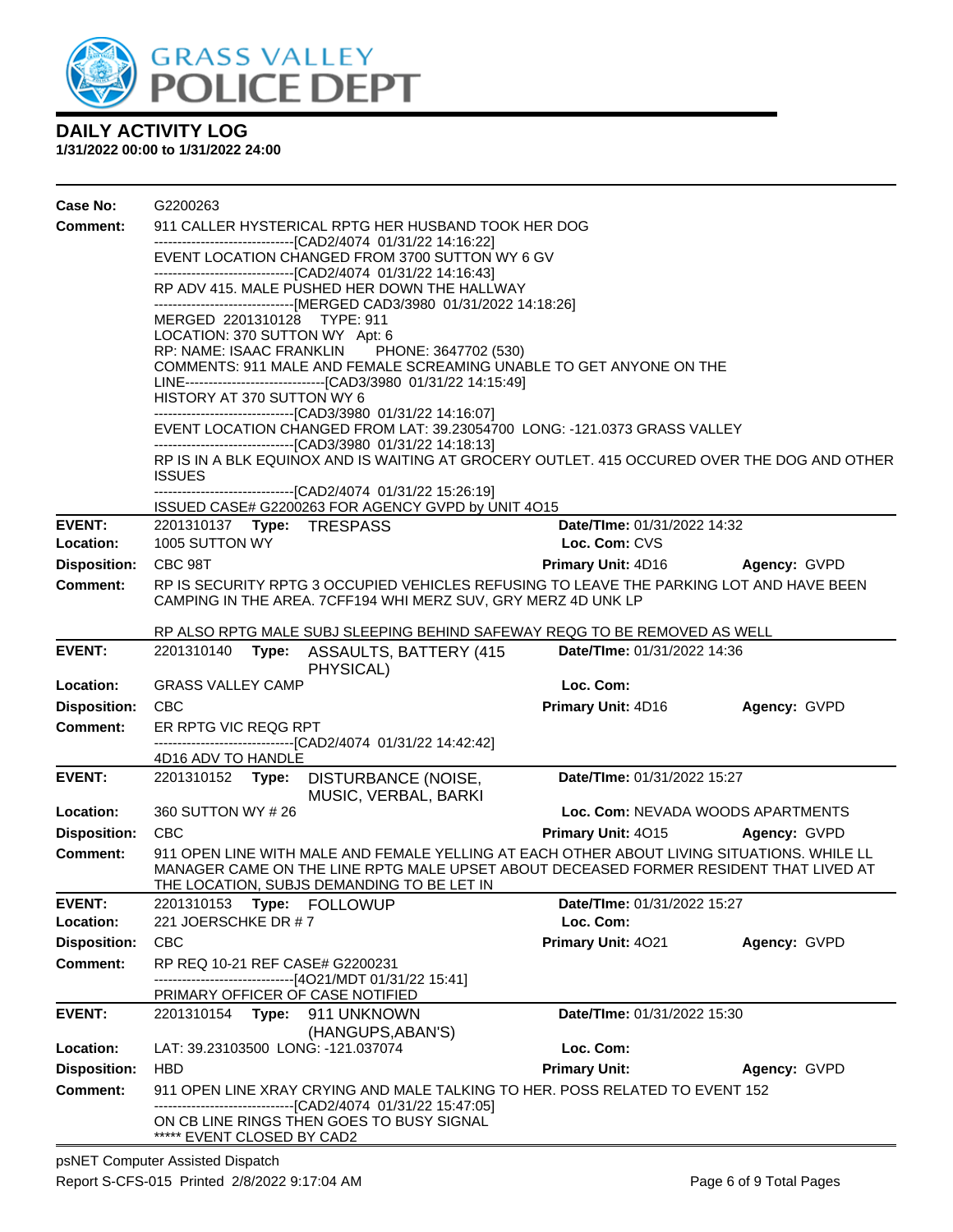# DAILY ACTIVITY LOG

**1/31/2022 00:00 to 1/31/2022 24:00**

**Case No:** G2200263

**Comment:** 911 CALLER HYSTERICAL RPTG HER HUSBAND TOOK HER DOG
-------------------------------[CAD2/4074 01/31/22 14:16:22]
EVENT LOCATION CHANGED FROM 3700 SUTTON WY 6 GV
-------------------------------[CAD2/4074 01/31/22 14:16:43]
RP ADV 415. MALE PUSHED HER DOWN THE HALLWAY
-------------------------------[MERGED CAD3/3980 01/31/2022 14:18:26]
MERGED 2201310128 TYPE: 911
LOCATION: 370 SUTTON WY Apt: 6
RP: NAME: ISAAC FRANKLIN PHONE: 3647702 (530)
COMMENTS: 911 MALE AND FEMALE SCREAMING UNABLE TO GET ANYONE ON THE LINE-------------------------------[CAD3/3980 01/31/22 14:15:49]
HISTORY AT 370 SUTTON WY 6
-------------------------------[CAD3/3980 01/31/22 14:16:07]
EVENT LOCATION CHANGED FROM LAT: 39.23054700 LONG: -121.0373 GRASS VALLEY
-------------------------------[CAD3/3980 01/31/22 14:18:13]
RP IS IN A BLK EQUINOX AND IS WAITING AT GROCERY OUTLET. 415 OCCURED OVER THE DOG AND OTHER ISSUES
-------------------------------[CAD2/4074 01/31/22 15:26:19]
ISSUED CASE# G2200263 FOR AGENCY GVPD by UNIT 4O15

---

**EVENT:** 2201310137 **Type:** TRESPASS **Date/TIme:** 01/31/2022 14:32

**Location:** 1005 SUTTON WY **Loc. Com:** CVS

**Disposition:** CBC 98T **Primary Unit:** 4D16 **Agency:** GVPD

**Comment:** RP IS SECURITY RPTG 3 OCCUPIED VEHICLES REFUSING TO LEAVE THE PARKING LOT AND HAVE BEEN CAMPING IN THE AREA. 7CFF194 WHI MERZ SUV, GRY MERZ 4D UNK LP

RP ALSO RPTG MALE SUBJ SLEEPING BEHIND SAFEWAY REQG TO BE REMOVED AS WELL

---

**EVENT:** 2201310140 **Type:** ASSAULTS, BATTERY (415 PHYSICAL) **Date/TIme:** 01/31/2022 14:36

**Location:** GRASS VALLEY CAMP **Loc. Com:**

**Disposition:** CBC **Primary Unit:** 4D16 **Agency:** GVPD

**Comment:** ER RPTG VIC REQG RPT
-------------------------------[CAD2/4074 01/31/22 14:42:42]
4D16 ADV TO HANDLE

---

**EVENT:** 2201310152 **Type:** DISTURBANCE (NOISE, MUSIC, VERBAL, BARKI **Date/TIme:** 01/31/2022 15:27

**Location:** 360 SUTTON WY # 26 **Loc. Com:** NEVADA WOODS APARTMENTS

**Disposition:** CBC **Primary Unit:** 4O15 **Agency:** GVPD

**Comment:** 911 OPEN LINE WITH MALE AND FEMALE YELLING AT EACH OTHER ABOUT LIVING SITUATIONS. WHILE LL MANAGER CAME ON THE LINE RPTG MALE UPSET ABOUT DECEASED FORMER RESIDENT THAT LIVED AT THE LOCATION, SUBJS DEMANDING TO BE LET IN

---

**EVENT:** 2201310153 **Type:** FOLLOWUP **Date/TIme:** 01/31/2022 15:27

**Location:** 221 JOERSCHKE DR # 7 **Loc. Com:**

**Disposition:** CBC **Primary Unit:** 4O21 **Agency:** GVPD

**Comment:** RP REQ 10-21 REF CASE# G2200231
-------------------------------[4O21/MDT 01/31/22 15:41]
PRIMARY OFFICER OF CASE NOTIFIED

---

**EVENT:** 2201310154 **Type:** 911 UNKNOWN (HANGUPS,ABAN'S) **Date/TIme:** 01/31/2022 15:30

**Location:** LAT: 39.23103500 LONG: -121.037074 **Loc. Com:**

**Disposition:** HBD **Primary Unit:** **Agency:** GVPD

**Comment:** 911 OPEN LINE XRAY CRYING AND MALE TALKING TO HER. POSS RELATED TO EVENT 152
-------------------------------[CAD2/4074 01/31/22 15:47:05]
ON CB LINE RINGS THEN GOES TO BUSY SIGNAL
***** EVENT CLOSED BY CAD2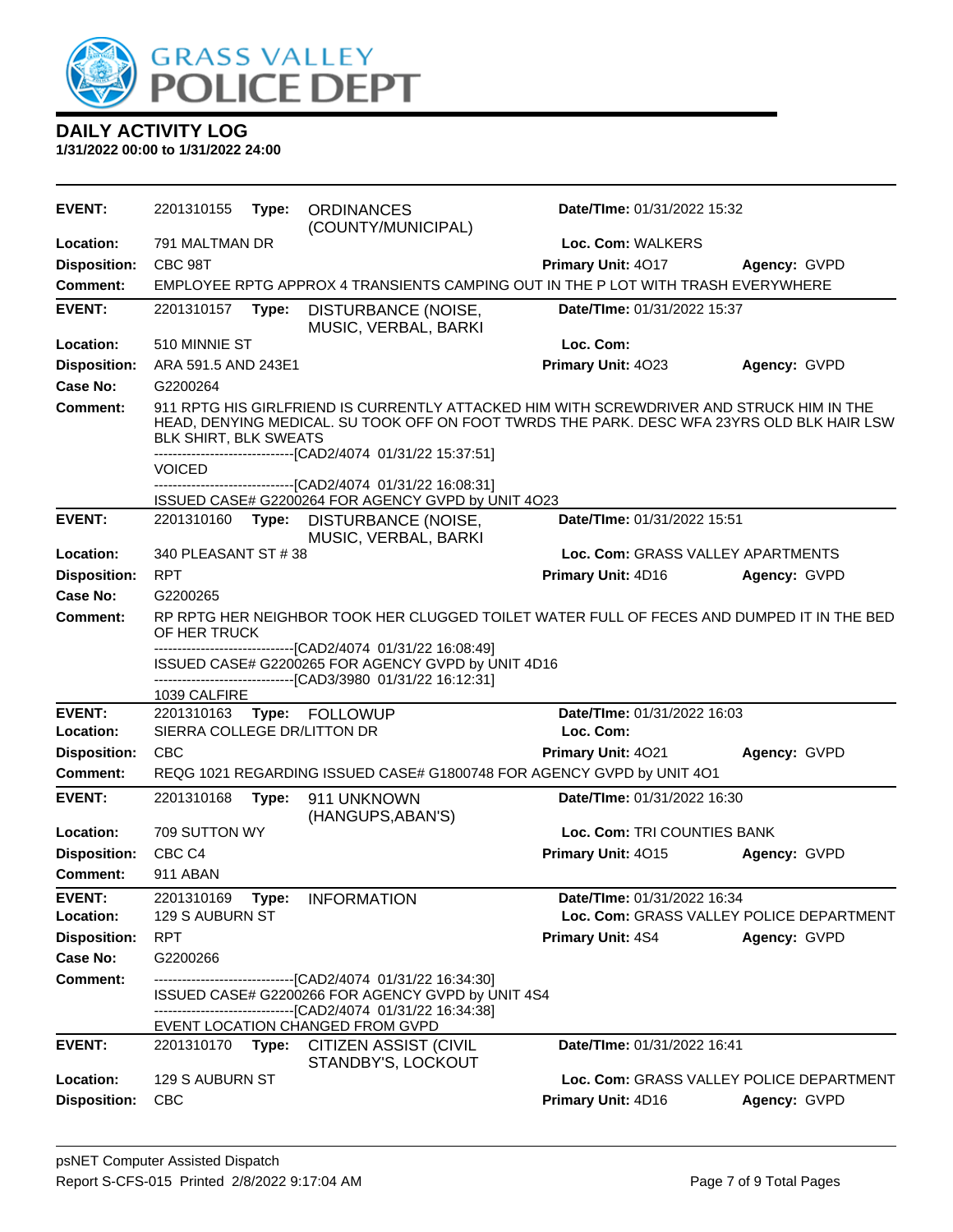GRASS VALLEY POLICE DEPT

## DAILY ACTIVITY LOG

**1/31/2022 00:00 to 1/31/2022 24:00**

---

**EVENT:** 2201310155 **Type:** ORDINANCES (COUNTY/MUNICIPAL) **Date/TIme:** 01/31/2022 15:32
**Location:** 791 MALTMAN DR **Loc. Com:** WALKERS
**Disposition:** CBC 98T **Primary Unit:** 4O17 **Agency:** GVPD
**Comment:** EMPLOYEE RPTG APPROX 4 TRANSIENTS CAMPING OUT IN THE P LOT WITH TRASH EVERYWHERE

---

**EVENT:** 2201310157 **Type:** DISTURBANCE (NOISE, MUSIC, VERBAL, BARKI **Date/TIme:** 01/31/2022 15:37
**Location:** 510 MINNIE ST **Loc. Com:**
**Disposition:** ARA 591.5 AND 243E1 **Primary Unit:** 4O23 **Agency:** GVPD
**Case No:** G2200264
**Comment:** 911 RPTG HIS GIRLFRIEND IS CURRENTLY ATTACKED HIM WITH SCREWDRIVER AND STRUCK HIM IN THE HEAD, DENYING MEDICAL. SU TOOK OFF ON FOOT TWRDS THE PARK. DESC WFA 23YRS OLD BLK HAIR LSW BLK SHIRT, BLK SWEATS
------------------------------[CAD2/4074 01/31/22 15:37:51]
VOICED
------------------------------[CAD2/4074 01/31/22 16:08:31]
ISSUED CASE# G2200264 FOR AGENCY GVPD by UNIT 4O23

---

**EVENT:** 2201310160 **Type:** DISTURBANCE (NOISE, MUSIC, VERBAL, BARKI **Date/TIme:** 01/31/2022 15:51
**Location:** 340 PLEASANT ST # 38 **Loc. Com:** GRASS VALLEY APARTMENTS
**Disposition:** RPT **Primary Unit:** 4D16 **Agency:** GVPD
**Case No:** G2200265
**Comment:** RP RPTG HER NEIGHBOR TOOK HER CLUGGED TOILET WATER FULL OF FECES AND DUMPED IT IN THE BED OF HER TRUCK
------------------------------[CAD2/4074 01/31/22 16:08:49]
ISSUED CASE# G2200265 FOR AGENCY GVPD by UNIT 4D16
------------------------------[CAD3/3980 01/31/22 16:12:31]
1039 CALFIRE

---

**EVENT:** 2201310163 **Type:** FOLLOWUP **Date/TIme:** 01/31/2022 16:03
**Location:** SIERRA COLLEGE DR/LITTON DR **Loc. Com:**
**Disposition:** CBC **Primary Unit:** 4O21 **Agency:** GVPD
**Comment:** REQG 1021 REGARDING ISSUED CASE# G1800748 FOR AGENCY GVPD by UNIT 4O1

---

**EVENT:** 2201310168 **Type:** 911 UNKNOWN (HANGUPS,ABAN'S) **Date/TIme:** 01/31/2022 16:30
**Location:** 709 SUTTON WY **Loc. Com:** TRI COUNTIES BANK
**Disposition:** CBC C4 **Primary Unit:** 4O15 **Agency:** GVPD
**Comment:** 911 ABAN

---

**EVENT:** 2201310169 **Type:** INFORMATION **Date/TIme:** 01/31/2022 16:34
**Location:** 129 S AUBURN ST **Loc. Com:** GRASS VALLEY POLICE DEPARTMENT
**Disposition:** RPT **Primary Unit:** 4S4 **Agency:** GVPD
**Case No:** G2200266
**Comment:** ------------------------------[CAD2/4074 01/31/22 16:34:30]
ISSUED CASE# G2200266 FOR AGENCY GVPD by UNIT 4S4
------------------------------[CAD2/4074 01/31/22 16:34:38]
EVENT LOCATION CHANGED FROM GVPD

---

**EVENT:** 2201310170 **Type:** CITIZEN ASSIST (CIVIL STANDBY'S, LOCKOUT **Date/TIme:** 01/31/2022 16:41
**Location:** 129 S AUBURN ST **Loc. Com:** GRASS VALLEY POLICE DEPARTMENT
**Disposition:** CBC **Primary Unit:** 4D16 **Agency:** GVPD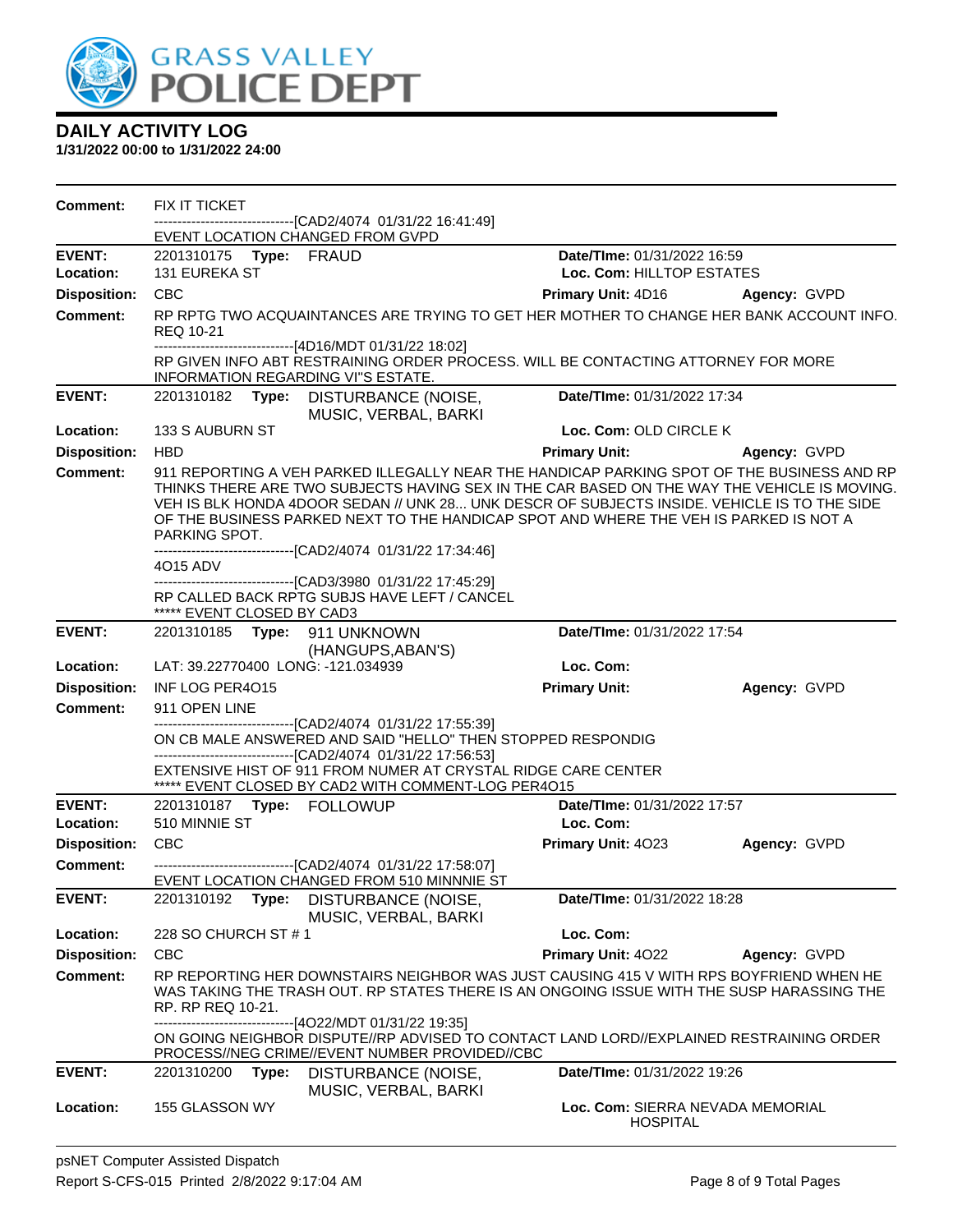# DAILY ACTIVITY LOG

**1/31/2022 00:00 to 1/31/2022 24:00**

**Comment:** FIX IT TICKET
------------------------------[CAD2/4074 01/31/22 16:41:49]
EVENT LOCATION CHANGED FROM GVPD

---

**EVENT:** 2201310175 **Type:** FRAUD **Date/TIme:** 01/31/2022 16:59
**Location:** 131 EUREKA ST **Loc. Com:** HILLTOP ESTATES
**Disposition:** CBC **Primary Unit:** 4D16 **Agency:** GVPD
**Comment:** RP RPTG TWO ACQUAINTANCES ARE TRYING TO GET HER MOTHER TO CHANGE HER BANK ACCOUNT INFO. REQ 10-21
------------------------------[4D16/MDT 01/31/22 18:02]
RP GIVEN INFO ABT RESTRAINING ORDER PROCESS. WILL BE CONTACTING ATTORNEY FOR MORE INFORMATION REGARDING VI"S ESTATE.

---

**EVENT:** 2201310182 **Type:** DISTURBANCE (NOISE, MUSIC, VERBAL, BARKI **Date/TIme:** 01/31/2022 17:34
**Location:** 133 S AUBURN ST **Loc. Com:** OLD CIRCLE K
**Disposition:** HBD **Primary Unit:** **Agency:** GVPD
**Comment:** 911 REPORTING A VEH PARKED ILLEGALLY NEAR THE HANDICAP PARKING SPOT OF THE BUSINESS AND RP THINKS THERE ARE TWO SUBJECTS HAVING SEX IN THE CAR BASED ON THE WAY THE VEHICLE IS MOVING. VEH IS BLK HONDA 4DOOR SEDAN // UNK 28... UNK DESCR OF SUBJECTS INSIDE. VEHICLE IS TO THE SIDE OF THE BUSINESS PARKED NEXT TO THE HANDICAP SPOT AND WHERE THE VEH IS PARKED IS NOT A PARKING SPOT.
------------------------------[CAD2/4074 01/31/22 17:34:46]
4O15 ADV
------------------------------[CAD3/3980 01/31/22 17:45:29]
RP CALLED BACK RPTG SUBJS HAVE LEFT / CANCEL
***** EVENT CLOSED BY CAD3

---

**EVENT:** 2201310185 **Type:** 911 UNKNOWN (HANGUPS,ABAN'S) **Date/TIme:** 01/31/2022 17:54
**Location:** LAT: 39.22770400 LONG: -121.034939 **Loc. Com:**
**Disposition:** INF LOG PER4O15 **Primary Unit:** **Agency:** GVPD
**Comment:** 911 OPEN LINE
------------------------------[CAD2/4074 01/31/22 17:55:39]
ON CB MALE ANSWERED AND SAID "HELLO" THEN STOPPED RESPONDIG
------------------------------[CAD2/4074 01/31/22 17:56:53]
EXTENSIVE HIST OF 911 FROM NUMER AT CRYSTAL RIDGE CARE CENTER
***** EVENT CLOSED BY CAD2 WITH COMMENT-LOG PER4O15

---

**EVENT:** 2201310187 **Type:** FOLLOWUP **Date/TIme:** 01/31/2022 17:57
**Location:** 510 MINNIE ST **Loc. Com:**
**Disposition:** CBC **Primary Unit:** 4O23 **Agency:** GVPD
**Comment:** ------------------------------[CAD2/4074 01/31/22 17:58:07]
EVENT LOCATION CHANGED FROM 510 MINNNIE ST

---

**EVENT:** 2201310192 **Type:** DISTURBANCE (NOISE, MUSIC, VERBAL, BARKI **Date/TIme:** 01/31/2022 18:28
**Location:** 228 SO CHURCH ST # 1 **Loc. Com:**
**Disposition:** CBC **Primary Unit:** 4O22 **Agency:** GVPD
**Comment:** RP REPORTING HER DOWNSTAIRS NEIGHBOR WAS JUST CAUSING 415 V WITH RPS BOYFRIEND WHEN HE WAS TAKING THE TRASH OUT. RP STATES THERE IS AN ONGOING ISSUE WITH THE SUSP HARASSING THE RP. RP REQ 10-21.
------------------------------[4O22/MDT 01/31/22 19:35]
ON GOING NEIGHBOR DISPUTE//RP ADVISED TO CONTACT LAND LORD//EXPLAINED RESTRAINING ORDER PROCESS//NEG CRIME//EVENT NUMBER PROVIDED//CBC

---

**EVENT:** 2201310200 **Type:** DISTURBANCE (NOISE, MUSIC, VERBAL, BARKI **Date/TIme:** 01/31/2022 19:26
**Location:** 155 GLASSON WY **Loc. Com:** SIERRA NEVADA MEMORIAL HOSPITAL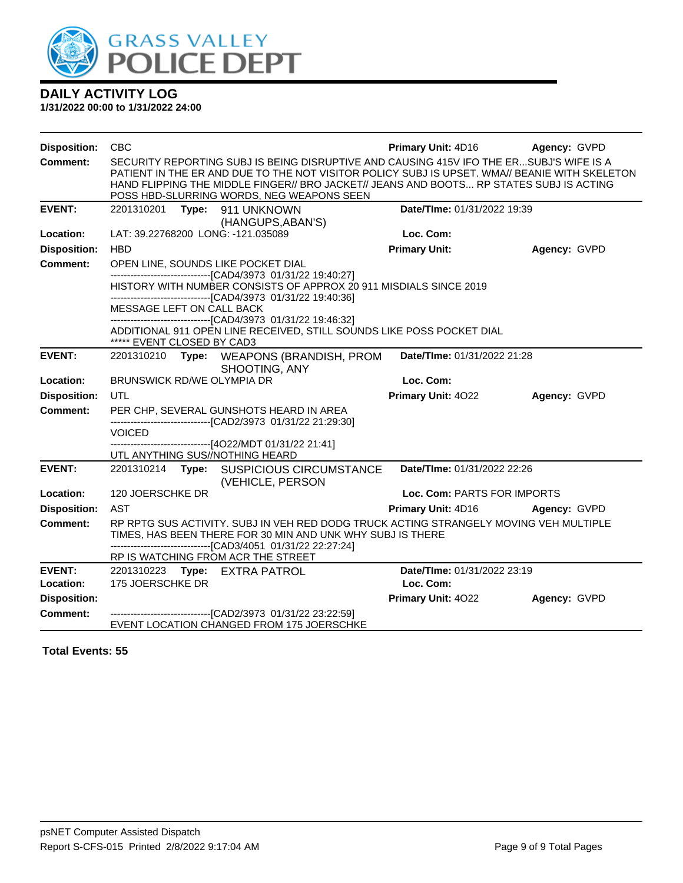## DAILY ACTIVITY LOG

**1/31/2022 00:00 to 1/31/2022 24:00**

**Disposition:** CBC **Primary Unit:** 4D16 **Agency:** GVPD

**Comment:** SECURITY REPORTING SUBJ IS BEING DISRUPTIVE AND CAUSING 415V IFO THE ER...SUBJ'S WIFE IS A PATIENT IN THE ER AND DUE TO THE NOT VISITOR POLICY SUBJ IS UPSET. WMA// BEANIE WITH SKELETON HAND FLIPPING THE MIDDLE FINGER// BRO JACKET// JEANS AND BOOTS... RP STATES SUBJ IS ACTING POSS HBD-SLURRING WORDS, NEG WEAPONS SEEN

---

**EVENT:** 2201310201 **Type:** 911 UNKNOWN (HANGUPS,ABAN'S) **Date/TIme:** 01/31/2022 19:39

**Location:** LAT: 39.22768200 LONG: -121.035089 **Loc. Com:**

**Disposition:** HBD **Primary Unit:** **Agency:** GVPD

**Comment:** OPEN LINE, SOUNDS LIKE POCKET DIAL

------------------------------[CAD4/3973 01/31/22 19:40:27]

HISTORY WITH NUMBER CONSISTS OF APPROX 20 911 MISDIALS SINCE 2019

------------------------------[CAD4/3973 01/31/22 19:40:36]

MESSAGE LEFT ON CALL BACK

------------------------------[CAD4/3973 01/31/22 19:46:32]

ADDITIONAL 911 OPEN LINE RECEIVED, STILL SOUNDS LIKE POSS POCKET DIAL

***** EVENT CLOSED BY CAD3

---

**EVENT:** 2201310210 **Type:** WEAPONS (BRANDISH, PROM SHOOTING, ANY **Date/TIme:** 01/31/2022 21:28

**Location:** BRUNSWICK RD/WE OLYMPIA DR **Loc. Com:**

**Disposition:** UTL **Primary Unit:** 4O22 **Agency:** GVPD

**Comment:** PER CHP, SEVERAL GUNSHOTS HEARD IN AREA

------------------------------[CAD2/3973 01/31/22 21:29:30]

VOICED

------------------------------[4O22/MDT 01/31/22 21:41]

UTL ANYTHING SUS//NOTHING HEARD

---

**EVENT:** 2201310214 **Type:** SUSPICIOUS CIRCUMSTANCE (VEHICLE, PERSON **Date/TIme:** 01/31/2022 22:26

**Location:** 120 JOERSCHKE DR **Loc. Com:** PARTS FOR IMPORTS

**Disposition:** AST **Primary Unit:** 4D16 **Agency:** GVPD

**Comment:** RP RPTG SUS ACTIVITY. SUBJ IN VEH RED DODG TRUCK ACTING STRANGELY MOVING VEH MULTIPLE TIMES, HAS BEEN THERE FOR 30 MIN AND UNK WHY SUBJ IS THERE

------------------------------[CAD3/4051 01/31/22 22:27:24]

RP IS WATCHING FROM ACR THE STREET

---

**EVENT:** 2201310223 **Type:** EXTRA PATROL **Date/TIme:** 01/31/2022 23:19

**Location:** 175 JOERSCHKE DR **Loc. Com:**

**Disposition:** **Primary Unit:** 4O22 **Agency:** GVPD

**Comment:** ------------------------------[CAD2/3973 01/31/22 23:22:59]

EVENT LOCATION CHANGED FROM 175 JOERSCHKE

---

**Total Events: 55**